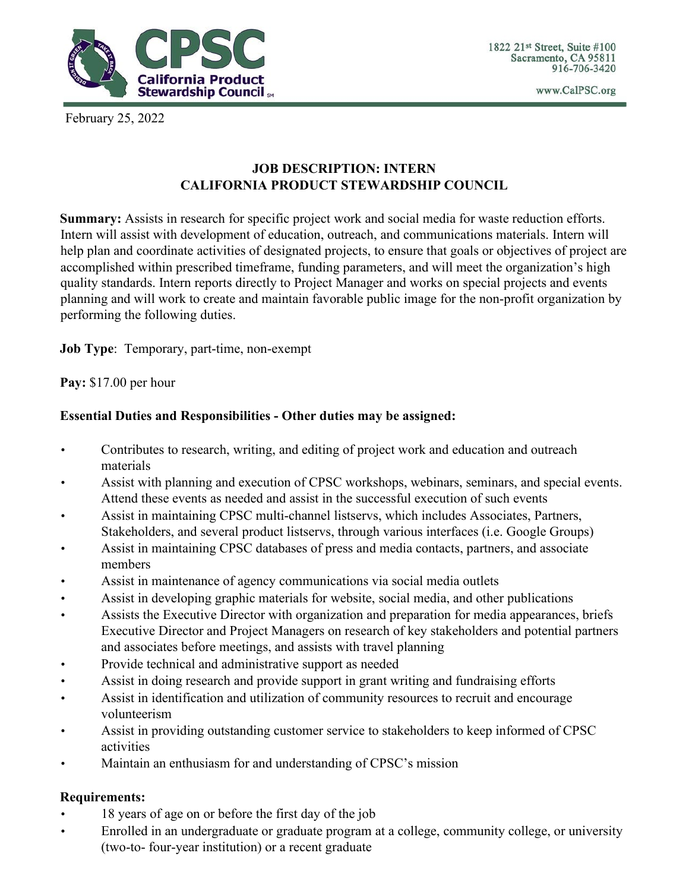**CPSC**
**California Product Stewardship Council** SM

1822 21st Street, Suite #100
Sacramento, CA 95811
916-706-3420

www.CalPSC.org

February 25, 2022

## JOB DESCRIPTION: INTERN
## CALIFORNIA PRODUCT STEWARDSHIP COUNCIL

**Summary:** Assists in research for specific project work and social media for waste reduction efforts. Intern will assist with development of education, outreach, and communications materials. Intern will help plan and coordinate activities of designated projects, to ensure that goals or objectives of project are accomplished within prescribed timeframe, funding parameters, and will meet the organization's high quality standards. Intern reports directly to Project Manager and works on special projects and events planning and will work to create and maintain favorable public image for the non-profit organization by performing the following duties.

**Job Type**: Temporary, part-time, non-exempt

**Pay:** $17.00 per hour

**Essential Duties and Responsibilities - Other duties may be assigned:**

- Contributes to research, writing, and editing of project work and education and outreach materials
- Assist with planning and execution of CPSC workshops, webinars, seminars, and special events. Attend these events as needed and assist in the successful execution of such events
- Assist in maintaining CPSC multi-channel listservs, which includes Associates, Partners, Stakeholders, and several product listservs, through various interfaces (i.e. Google Groups)
- Assist in maintaining CPSC databases of press and media contacts, partners, and associate members
- Assist in maintenance of agency communications via social media outlets
- Assist in developing graphic materials for website, social media, and other publications
- Assists the Executive Director with organization and preparation for media appearances, briefs Executive Director and Project Managers on research of key stakeholders and potential partners and associates before meetings, and assists with travel planning
- Provide technical and administrative support as needed
- Assist in doing research and provide support in grant writing and fundraising efforts
- Assist in identification and utilization of community resources to recruit and encourage volunteerism
- Assist in providing outstanding customer service to stakeholders to keep informed of CPSC activities
- Maintain an enthusiasm for and understanding of CPSC's mission

**Requirements:**

- 18 years of age on or before the first day of the job
- Enrolled in an undergraduate or graduate program at a college, community college, or university (two-to- four-year institution) or a recent graduate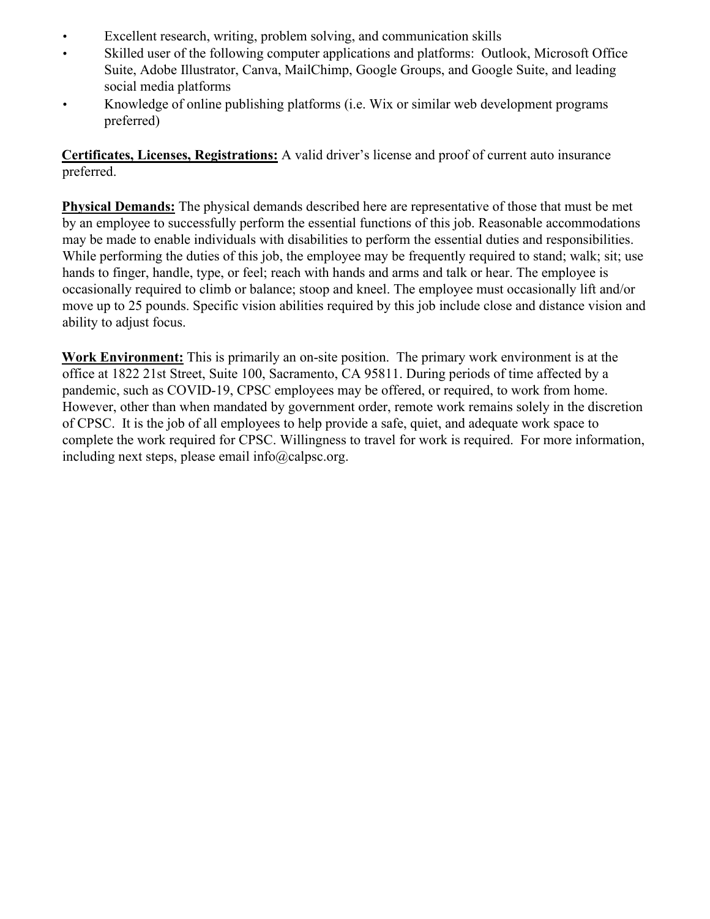- Excellent research, writing, problem solving, and communication skills
- Skilled user of the following computer applications and platforms: Outlook, Microsoft Office Suite, Adobe Illustrator, Canva, MailChimp, Google Groups, and Google Suite, and leading social media platforms
- Knowledge of online publishing platforms (i.e. Wix or similar web development programs preferred)

**Certificates, Licenses, Registrations:** A valid driver's license and proof of current auto insurance preferred.

**Physical Demands:** The physical demands described here are representative of those that must be met by an employee to successfully perform the essential functions of this job. Reasonable accommodations may be made to enable individuals with disabilities to perform the essential duties and responsibilities. While performing the duties of this job, the employee may be frequently required to stand; walk; sit; use hands to finger, handle, type, or feel; reach with hands and arms and talk or hear. The employee is occasionally required to climb or balance; stoop and kneel. The employee must occasionally lift and/or move up to 25 pounds. Specific vision abilities required by this job include close and distance vision and ability to adjust focus.

**Work Environment:** This is primarily an on-site position. The primary work environment is at the office at 1822 21st Street, Suite 100, Sacramento, CA 95811. During periods of time affected by a pandemic, such as COVID-19, CPSC employees may be offered, or required, to work from home. However, other than when mandated by government order, remote work remains solely in the discretion of CPSC. It is the job of all employees to help provide a safe, quiet, and adequate work space to complete the work required for CPSC. Willingness to travel for work is required. For more information, including next steps, please email info@calpsc.org.